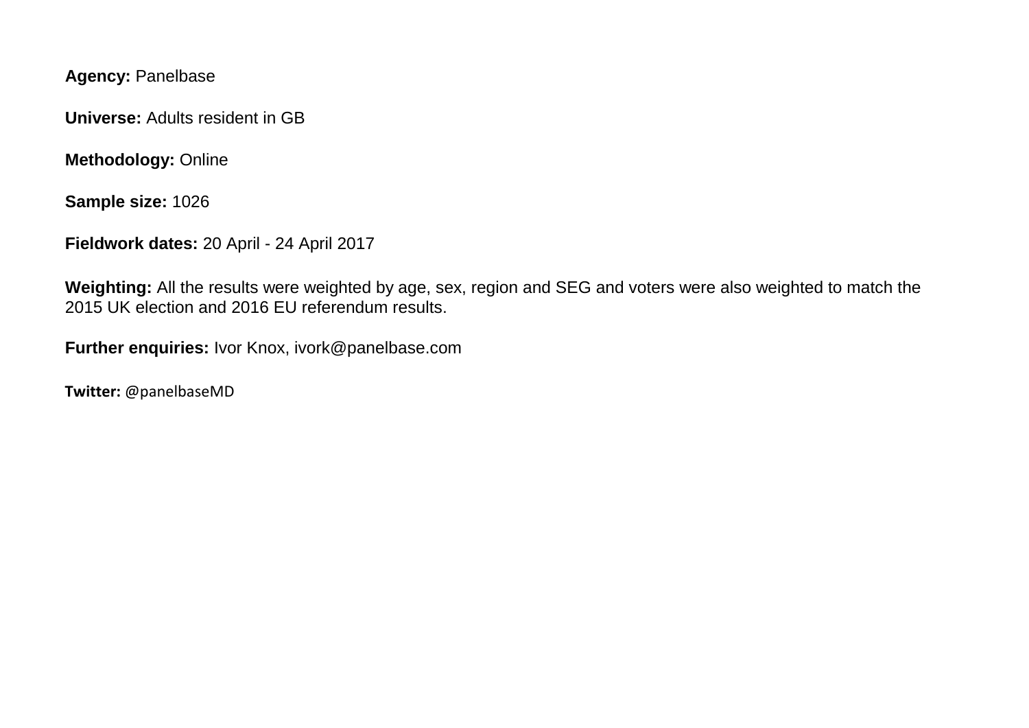**Agency:** Panelbase

**Universe:** Adults resident in GB

**Methodology:** Online

**Sample size:** 1026

**Fieldwork dates:** 20 April - 24 April 2017

**Weighting:** All the results were weighted by age, sex, region and SEG and voters were also weighted to match the 2015 UK election and 2016 EU referendum results.

**Further enquiries:** Ivor Knox, ivork@panelbase.com

**Twitter:** @panelbaseMD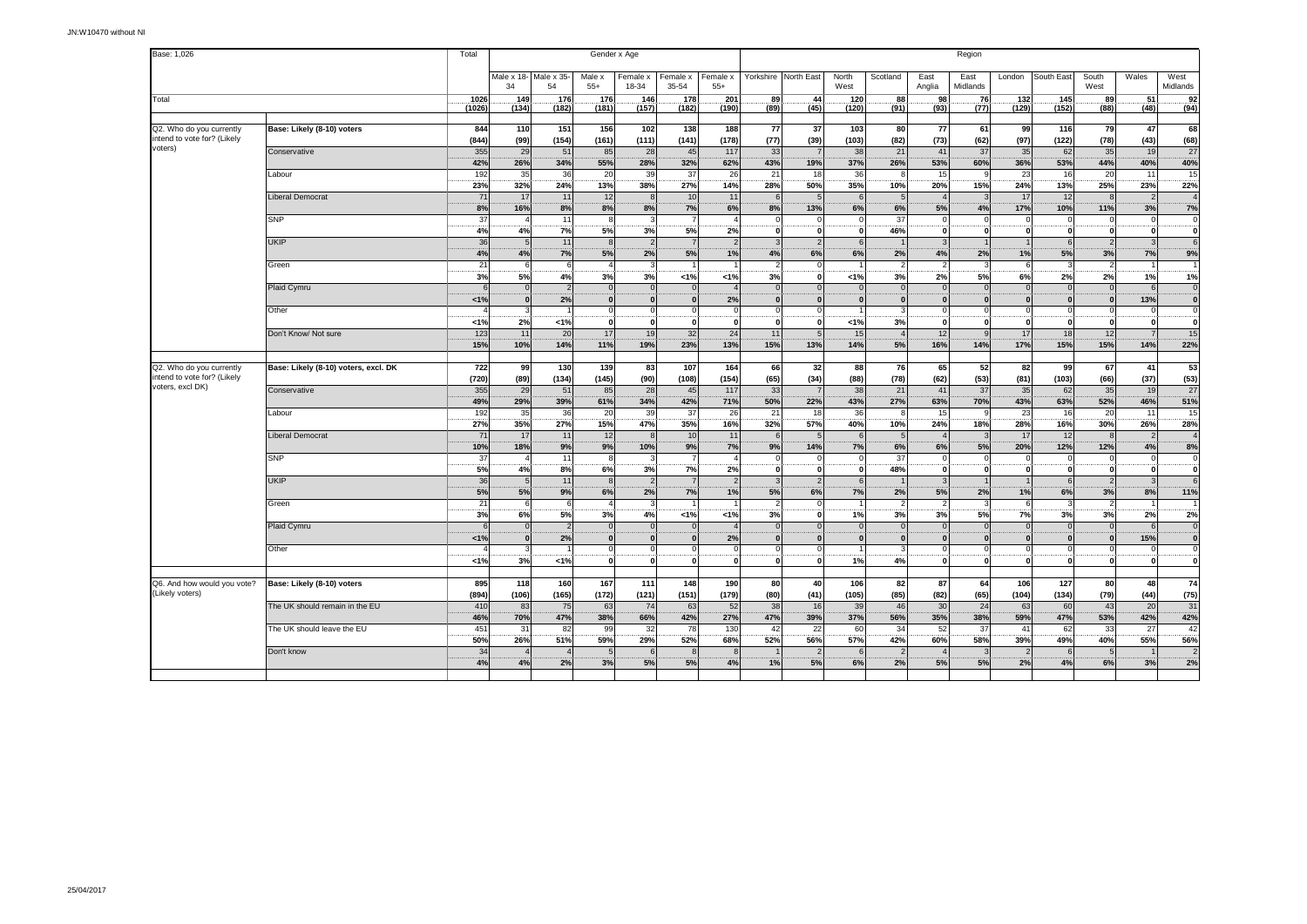JN:W10470 without NI

| Base: 1,026 | | Total | Gender x Age | | | | | | Region | | | | | | | | | | |
|---|---|---|---|---|---|---|---|---|---|---|---|---|---|---|---|---|---|---|---|
| | | | Male x 18-34 | Male x 35-54 | Male x 55+ | Female x 18-34 | Female x 35-54 | Female x 55+ | Yorkshire | North East | North West | Scotland | East Anglia | East Midlands | London | South East | South West | Wales | West Midlands |
| Total | | 1026 | 149 | 176 | 176 | 146 | 178 | 201 | 89 | 44 | 120 | 88 | 98 | 76 | 132 | 145 | 89 | 51 | 92 |
| | | (1026) | (134) | (182) | (181) | (157) | (182) | (190) | (89) | (45) | (120) | (91) | (93) | (77) | (129) | (152) | (88) | (48) | (94) |
| Q2. Who do you currently intend to vote for? (Likely voters) | Base: Likely (8-10) voters | 844 | 110 | 151 | 156 | 102 | 138 | 188 | 77 | 37 | 103 | 80 | 77 | 61 | 99 | 116 | 79 | 47 | 68 |
| | | (844) | (99) | (154) | (161) | (111) | (141) | (178) | (77) | (39) | (103) | (82) | (73) | (62) | (97) | (122) | (78) | (43) | (68) |
| | Conservative | 355 | 29 | 51 | 85 | 28 | 45 | 117 | 33 | 7 | 38 | 21 | 41 | 37 | 35 | 62 | 35 | 19 | 27 |
| | | 42% | 26% | 34% | 55% | 28% | 32% | 62% | 43% | 19% | 37% | 26% | 53% | 60% | 36% | 53% | 44% | 40% | 40% |
| | Labour | 192 | 35 | 36 | 20 | 39 | 37 | 26 | 21 | 18 | 36 | 8 | 15 | 9 | 23 | 16 | 20 | 11 | 15 |
| | | 23% | 32% | 24% | 13% | 38% | 27% | 14% | 28% | 50% | 35% | 10% | 20% | 15% | 24% | 13% | 25% | 23% | 22% |
| | Liberal Democrat | 71 | 17 | 11 | 12 | 8 | 10 | 11 | 6 | 5 | 6 | 5 | 4 | 3 | 17 | 12 | 8 | 2 | 4 |
| | | 8% | 16% | 8% | 8% | 8% | 7% | 6% | 8% | 13% | 6% | 6% | 5% | 4% | 17% | 10% | 11% | 3% | 7% |
| | SNP | 37 | 4 | 11 | 8 | 3 | 7 | 4 | 0 | 0 | 0 | 37 | 0 | 0 | 0 | 0 | 0 | 0 | 0 |
| | | 4% | 4% | 7% | 5% | 3% | 5% | 2% | 0 | 0 | 0 | 46% | 0 | 0 | 0 | 0 | 0 | 0 | 0 |
| | UKIP | 36 | 5 | 11 | 8 | 2 | 7 | 2 | 3 | 2 | 6 | 1 | 3 | 1 | 1 | 6 | 2 | 3 | 6 |
| | | 4% | 4% | 7% | 5% | 2% | 5% | 1% | 4% | 6% | 6% | 2% | 4% | 2% | 1% | 5% | 3% | 7% | 9% |
| | Green | 21 | 6 | 6 | 4 | 3 | 1 | 1 | 2 | 0 | 1 | 2 | 2 | 3 | 6 | 3 | 2 | 1 | 1 |
| | | 3% | 5% | 4% | 3% | 3% | <1% | <1% | 3% | 0 | <1% | 3% | 2% | 5% | 6% | 2% | 2% | 1% | 1% |
| | Plaid Cymru | 6 | 0 | 2 | 0 | 0 | 0 | 4 | 0 | 0 | 0 | 0 | 0 | 0 | 0 | 0 | 0 | 6 | 0 |
| | | <1% | 0 | 2% | 0 | 0 | 0 | 2% | 0 | 0 | 0 | 0 | 0 | 0 | 0 | 0 | 0 | 13% | 0 |
| | Other | 4 | 3 | 1 | 0 | 0 | 0 | 0 | 0 | 0 | 1 | 3 | 0 | 0 | 0 | 0 | 0 | 0 | 0 |
| | | <1% | 2% | <1% | 0 | 0 | 0 | 0 | 0 | 0 | <1% | 3% | 0 | 0 | 0 | 0 | 0 | 0 | 0 |
| | Don't Know/ Not sure | 123 | 11 | 20 | 17 | 19 | 32 | 24 | 11 | 5 | 15 | 4 | 12 | 9 | 17 | 18 | 12 | 7 | 15 |
| | | 15% | 10% | 14% | 11% | 19% | 23% | 13% | 15% | 13% | 14% | 5% | 16% | 14% | 17% | 15% | 15% | 14% | 22% |
| Q2. Who do you currently intend to vote for? (Likely voters, excl DK) | Base: Likely (8-10) voters, excl. DK | 722 | 99 | 130 | 139 | 83 | 107 | 164 | 66 | 32 | 88 | 76 | 65 | 52 | 82 | 99 | 67 | 41 | 53 |
| | | (720) | (89) | (134) | (145) | (90) | (108) | (154) | (65) | (34) | (88) | (78) | (62) | (53) | (81) | (103) | (66) | (37) | (53) |
| | Conservative | 355 | 29 | 51 | 85 | 28 | 45 | 117 | 33 | 7 | 38 | 21 | 41 | 37 | 35 | 62 | 35 | 19 | 27 |
| | | 49% | 29% | 39% | 61% | 34% | 42% | 71% | 50% | 22% | 43% | 27% | 63% | 70% | 43% | 63% | 52% | 46% | 51% |
| | Labour | 192 | 35 | 36 | 20 | 39 | 37 | 26 | 21 | 18 | 36 | 8 | 15 | 9 | 23 | 16 | 20 | 11 | 15 |
| | | 27% | 35% | 27% | 15% | 47% | 35% | 16% | 32% | 57% | 40% | 10% | 24% | 18% | 28% | 16% | 30% | 26% | 28% |
| | Liberal Democrat | 71 | 17 | 11 | 12 | 8 | 10 | 11 | 6 | 5 | 6 | 5 | 4 | 3 | 17 | 12 | 8 | 2 | 4 |
| | | 10% | 18% | 9% | 9% | 10% | 9% | 7% | 9% | 14% | 7% | 6% | 6% | 5% | 20% | 12% | 12% | 4% | 8% |
| | SNP | 37 | 4 | 11 | 8 | 3 | 7 | 4 | 0 | 0 | 0 | 37 | 0 | 0 | 0 | 0 | 0 | 0 | 0 |
| | | 5% | 4% | 8% | 6% | 3% | 7% | 2% | 0 | 0 | 0 | 48% | 0 | 0 | 0 | 0 | 0 | 0 | 0 |
| | UKIP | 36 | 5 | 11 | 8 | 2 | 7 | 2 | 3 | 2 | 6 | 1 | 3 | 1 | 1 | 6 | 2 | 3 | 6 |
| | | 5% | 5% | 9% | 6% | 2% | 7% | 1% | 5% | 6% | 7% | 2% | 5% | 2% | 1% | 6% | 3% | 8% | 11% |
| | Green | 21 | 6 | 6 | 4 | 3 | 1 | 1 | 2 | 0 | 1 | 2 | 2 | 3 | 6 | 3 | 2 | 1 | 1 |
| | | 3% | 6% | 5% | 3% | 4% | <1% | <1% | 3% | 0 | 1% | 3% | 3% | 5% | 7% | 3% | 3% | 2% | 2% |
| | Plaid Cymru | 6 | 0 | 2 | 0 | 0 | 0 | 4 | 0 | 0 | 0 | 0 | 0 | 0 | 0 | 0 | 0 | 6 | 0 |
| | | <1% | 0 | 2% | 0 | 0 | 0 | 2% | 0 | 0 | 0 | 0 | 0 | 0 | 0 | 0 | 0 | 15% | 0 |
| | Other | 4 | 3 | 1 | 0 | 0 | 0 | 0 | 0 | 0 | 1 | 3 | 0 | 0 | 0 | 0 | 0 | 0 | 0 |
| | | <1% | 3% | <1% | 0 | 0 | 0 | 0 | 0 | 0 | 1% | 4% | 0 | 0 | 0 | 0 | 0 | 0 | 0 |
| Q6. And how would you vote? (Likely voters) | Base: Likely (8-10) voters | 895 | 118 | 160 | 167 | 111 | 148 | 190 | 80 | 40 | 106 | 82 | 87 | 64 | 106 | 127 | 80 | 48 | 74 |
| | | (894) | (106) | (165) | (172) | (121) | (151) | (179) | (80) | (41) | (105) | (85) | (82) | (65) | (104) | (134) | (79) | (44) | (75) |
| | The UK should remain in the EU | 410 | 83 | 75 | 63 | 74 | 63 | 52 | 38 | 16 | 39 | 46 | 30 | 24 | 63 | 60 | 43 | 20 | 31 |
| | | 46% | 70% | 47% | 38% | 66% | 42% | 27% | 47% | 39% | 37% | 56% | 35% | 38% | 59% | 47% | 53% | 42% | 42% |
| | The UK should leave the EU | 451 | 31 | 82 | 99 | 32 | 78 | 130 | 42 | 22 | 60 | 34 | 52 | 37 | 41 | 62 | 33 | 27 | 42 |
| | | 50% | 26% | 51% | 59% | 29% | 52% | 68% | 52% | 56% | 57% | 42% | 60% | 58% | 39% | 49% | 40% | 55% | 56% |
| | Don't know | 34 | 4 | 4 | 5 | 6 | 8 | 8 | 1 | 2 | 6 | 2 | 4 | 3 | 2 | 6 | 5 | 1 | 2 |
| | | 4% | 4% | 2% | 3% | 5% | 5% | 4% | 1% | 5% | 6% | 2% | 5% | 5% | 2% | 4% | 6% | 3% | 2% |

25/04/2017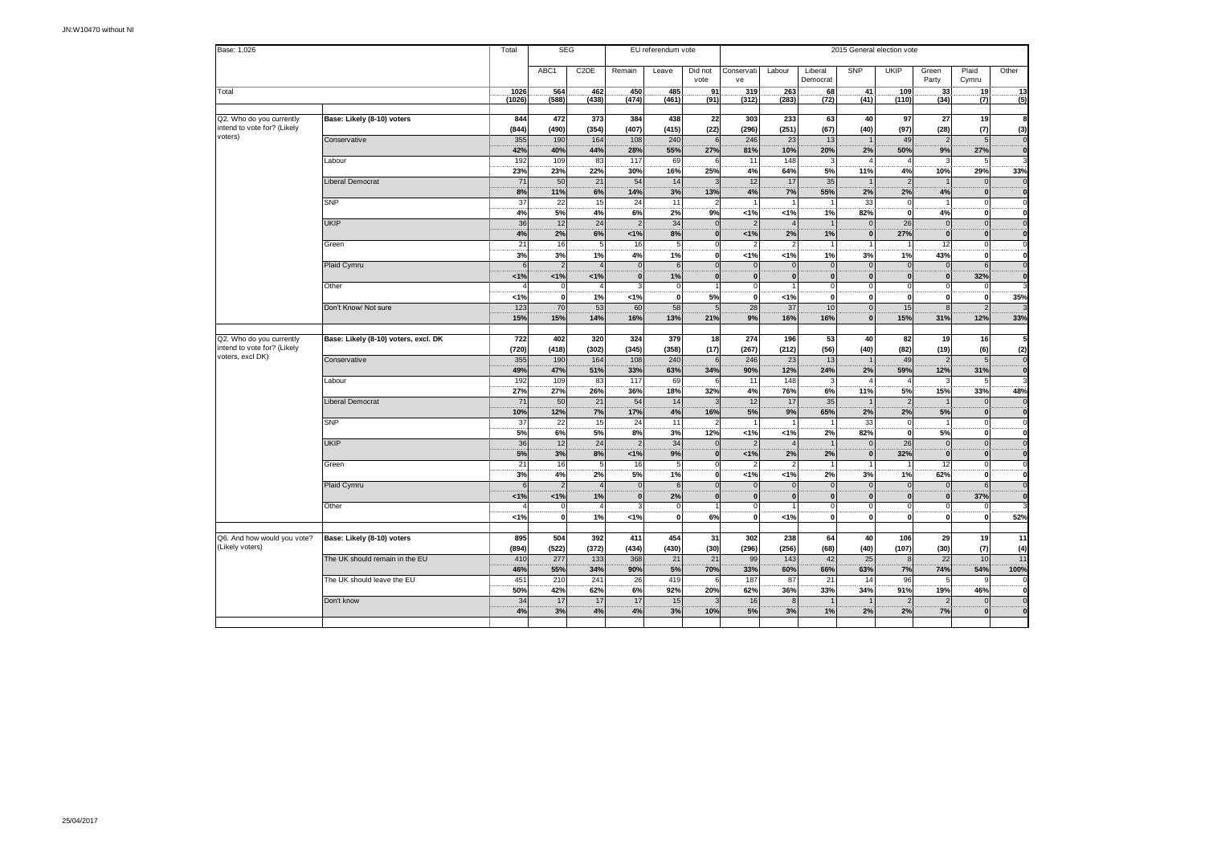JN:W10470 without NI

| Base: 1,026 | | Total | SEG | | EU referendum vote | | | 2015 General election vote | | | | | | | | |
|---|---|---|---|---|---|---|---|---|---|---|---|---|---|---|---|---|
| | | | ABC1 | C2DE | Remain | Leave | Did not vote | Conservative | Labour | Liberal Democrat | SNP | UKIP | Green Party | Plaid Cymru | Other |
| Total | | 1026 | 564 | 462 | 450 | 485 | 91 | 319 | 263 | 68 | 41 | 109 | 33 | 19 | 13 |
| | | (1026) | (588) | (438) | (474) | (461) | (91) | (312) | (283) | (72) | (41) | (110) | (34) | (7) | (5) |
| Q2. Who do you currently intend to vote for? (Likely voters) | Base: Likely (8-10) voters | 844 | 472 | 373 | 384 | 438 | 22 | 303 | 233 | 63 | 40 | 97 | 27 | 19 | 8 |
| | | (844) | (490) | (354) | (407) | (415) | (22) | (296) | (251) | (67) | (40) | (97) | (28) | (7) | (3) |
| | Conservative | 355 | 190 | 164 | 108 | 240 | 6 | 246 | 23 | 13 | 1 | 49 | 2 | 5 | 0 |
| | | 42% | 40% | 44% | 28% | 55% | 27% | 81% | 10% | 20% | 2% | 50% | 9% | 27% | 0 |
| | Labour | 192 | 109 | 83 | 117 | 69 | 6 | 11 | 148 | 3 | 4 | 4 | 3 | 5 | 3 |
| | | 23% | 23% | 22% | 30% | 16% | 25% | 4% | 64% | 5% | 11% | 4% | 10% | 29% | 33% |
| | Liberal Democrat | 71 | 50 | 21 | 54 | 14 | 3 | 12 | 17 | 35 | 1 | 2 | 1 | 0 | 0 |
| | | 8% | 11% | 6% | 14% | 3% | 13% | 4% | 7% | 55% | 2% | 2% | 4% | 0 | 0 |
| | SNP | 37 | 22 | 15 | 24 | 11 | 2 | 1 | 1 | 1 | 33 | 0 | 1 | 0 | 0 |
| | | 4% | 5% | 4% | 6% | 2% | 9% | <1% | <1% | 1% | 82% | 0 | 4% | 0 | 0 |
| | UKIP | 36 | 12 | 24 | 2 | 34 | 0 | 2 | 4 | 1 | 0 | 26 | 0 | 0 | 0 |
| | | 4% | 2% | 6% | <1% | 8% | 0 | <1% | 2% | 1% | 0 | 27% | 0 | 0 | 0 |
| | Green | 21 | 16 | 5 | 16 | 5 | 0 | 2 | 2 | 1 | 1 | 1 | 12 | 0 | 0 |
| | | 3% | 3% | 1% | 4% | 1% | 0 | <1% | <1% | 1% | 3% | 1% | 43% | 0 | 0 |
| | Plaid Cymru | 6 | 2 | 4 | 0 | 6 | 0 | 0 | 0 | 0 | 0 | 0 | 0 | 6 | 0 |
| | | <1% | <1% | <1% | 0 | 1% | 0 | 0 | 0 | 0 | 0 | 0 | 0 | 32% | 0 |
| | Other | 4 | 0 | 4 | 3 | 0 | 1 | 0 | 1 | 0 | 0 | 0 | 0 | 0 | 3 |
| | | <1% | 0 | 1% | <1% | 0 | 5% | 0 | <1% | 0 | 0 | 0 | 0 | 0 | 35% |
| | Don't Know/ Not sure | 123 | 70 | 53 | 60 | 58 | 5 | 28 | 37 | 10 | 0 | 15 | 8 | 2 | 3 |
| | | 15% | 15% | 14% | 16% | 13% | 21% | 9% | 16% | 16% | 0 | 15% | 31% | 12% | 33% |
| Q2. Who do you currently intend to vote for? (Likely voters, excl DK) | Base: Likely (8-10) voters, excl. DK | 722 | 402 | 320 | 324 | 379 | 18 | 274 | 196 | 53 | 40 | 82 | 19 | 16 | 5 |
| | | (720) | (418) | (302) | (345) | (358) | (17) | (267) | (212) | (56) | (40) | (82) | (19) | (6) | (2) |
| | Conservative | 355 | 190 | 164 | 108 | 240 | 6 | 246 | 23 | 13 | 1 | 49 | 2 | 5 | 0 |
| | | 49% | 47% | 51% | 33% | 63% | 34% | 90% | 12% | 24% | 2% | 59% | 12% | 31% | 0 |
| | Labour | 192 | 109 | 83 | 117 | 69 | 6 | 11 | 148 | 3 | 4 | 4 | 3 | 5 | 3 |
| | | 27% | 27% | 26% | 36% | 18% | 32% | 4% | 76% | 6% | 11% | 5% | 15% | 33% | 48% |
| | Liberal Democrat | 71 | 50 | 21 | 54 | 14 | 3 | 12 | 17 | 35 | 1 | 2 | 1 | 0 | 0 |
| | | 10% | 12% | 7% | 17% | 4% | 16% | 5% | 9% | 65% | 2% | 2% | 5% | 0 | 0 |
| | SNP | 37 | 22 | 15 | 24 | 11 | 2 | 1 | 1 | 1 | 33 | 0 | 1 | 0 | 0 |
| | | 5% | 6% | 5% | 8% | 3% | 12% | <1% | <1% | 2% | 82% | 0 | 5% | 0 | 0 |
| | UKIP | 36 | 12 | 24 | 2 | 34 | 0 | 2 | 4 | 1 | 0 | 26 | 0 | 0 | 0 |
| | | 5% | 3% | 8% | <1% | 9% | 0 | <1% | 2% | 2% | 0 | 32% | 0 | 0 | 0 |
| | Green | 21 | 16 | 5 | 16 | 5 | 0 | 2 | 2 | 1 | 1 | 1 | 12 | 0 | 0 |
| | | 3% | 4% | 2% | 5% | 1% | 0 | <1% | <1% | 2% | 3% | 1% | 62% | 0 | 0 |
| | Plaid Cymru | 6 | 2 | 4 | 0 | 6 | 0 | 0 | 0 | 0 | 0 | 0 | 0 | 6 | 0 |
| | | <1% | <1% | 1% | 0 | 2% | 0 | 0 | 0 | 0 | 0 | 0 | 0 | 37% | 0 |
| | Other | 4 | 0 | 4 | 3 | 0 | 1 | 0 | 1 | 0 | 0 | 0 | 0 | 0 | 3 |
| | | <1% | 0 | 1% | <1% | 0 | 6% | 0 | <1% | 0 | 0 | 0 | 0 | 0 | 52% |
| Q6. And how would you vote? (Likely voters) | Base: Likely (8-10) voters | 895 | 504 | 392 | 411 | 454 | 31 | 302 | 238 | 64 | 40 | 106 | 29 | 19 | 11 |
| | | (894) | (522) | (372) | (434) | (430) | (30) | (296) | (256) | (68) | (40) | (107) | (30) | (7) | (4) |
| | The UK should remain in the EU | 410 | 277 | 133 | 368 | 21 | 21 | 99 | 143 | 42 | 25 | 8 | 22 | 10 | 11 |
| | | 46% | 55% | 34% | 90% | 5% | 70% | 33% | 60% | 66% | 63% | 7% | 74% | 54% | 100% |
| | The UK should leave the EU | 451 | 210 | 241 | 26 | 419 | 6 | 187 | 87 | 21 | 14 | 96 | 5 | 9 | 0 |
| | | 50% | 42% | 62% | 6% | 92% | 20% | 62% | 36% | 33% | 34% | 91% | 19% | 46% | 0 |
| | Don't know | 34 | 17 | 17 | 17 | 15 | 3 | 16 | 8 | 1 | 1 | 2 | 2 | 0 | 0 |
| | | 4% | 3% | 4% | 4% | 3% | 10% | 5% | 3% | 1% | 2% | 2% | 7% | 0 | 0 |

25/04/2017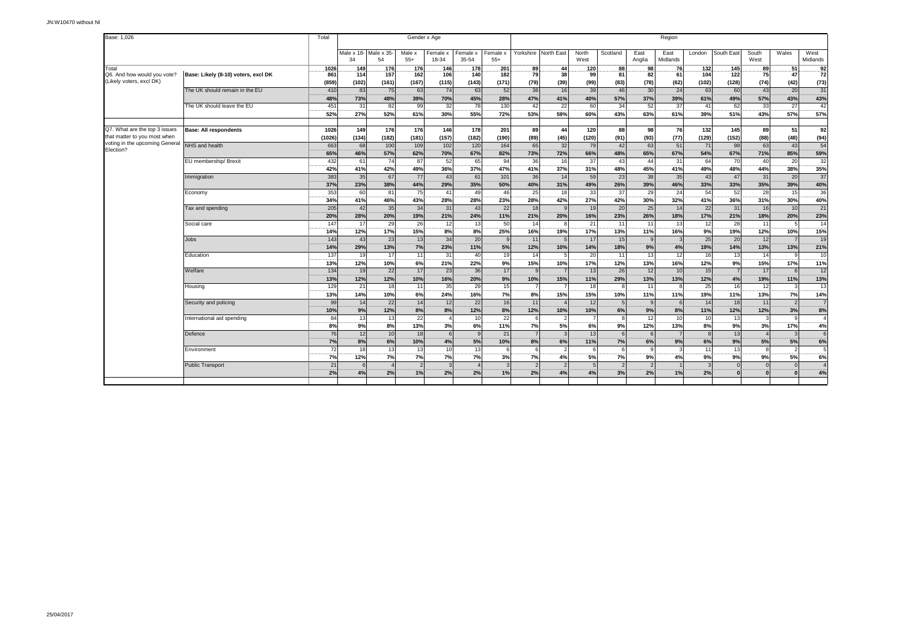JN:W10470 without NI

| Base: 1,026 | | Total | Gender x Age | | | | | | Region | | | | | | | | | | | |
|---|---|---|---|---|---|---|---|---|---|---|---|---|---|---|---|---|---|---|---|---|
| | | | Male x 18-34 | Male x 35-54 | Male x 55+ | Female x 18-34 | Female x 35-54 | Female x 55+ | Yorkshire | North East | North West | Scotland | East Anglia | East Midlands | London | South East | South West | Wales | West Midlands |
| Total | | 1026 | 149 | 176 | 176 | 146 | 178 | 201 | 89 | 44 | 120 | 88 | 98 | 76 | 132 | 145 | 89 | 51 | 92 |
| Q6. And how would you vote? (Likely voters, excl DK) | Base: Likely (8-10) voters, excl DK | 861 | 114 | 157 | 162 | 106 | 140 | 182 | 79 | 38 | 99 | 81 | 82 | 61 | 104 | 122 | 75 | 47 | 72 |
| | | (859) | (102) | (161) | (167) | (115) | (143) | (171) | (79) | (39) | (99) | (83) | (78) | (62) | (102) | (128) | (74) | (42) | (73) |
| | The UK should remain in the EU | 410 | 83 | 75 | 63 | 74 | 63 | 52 | 38 | 16 | 39 | 46 | 30 | 24 | 63 | 60 | 43 | 20 | 31 |
| | | 48% | 73% | 48% | 39% | 70% | 45% | 28% | 47% | 41% | 40% | 57% | 37% | 39% | 61% | 49% | 57% | 43% | 43% |
| | The UK should leave the EU | 451 | 31 | 82 | 99 | 32 | 78 | 130 | 42 | 22 | 60 | 34 | 52 | 37 | 41 | 62 | 33 | 27 | 42 |
| | | 52% | 27% | 52% | 61% | 30% | 55% | 72% | 53% | 59% | 60% | 43% | 63% | 61% | 39% | 51% | 43% | 57% | 57% |
| Q7. What are the top 3 issues that matter to you most when voting in the upcoming General Election? | Base: All respondents | 1026 | 149 | 176 | 176 | 146 | 178 | 201 | 89 | 44 | 120 | 88 | 98 | 76 | 132 | 145 | 89 | 51 | 92 |
| | | (1026) | (134) | (182) | (181) | (157) | (182) | (190) | (89) | (45) | (120) | (91) | (93) | (77) | (129) | (152) | (88) | (48) | (94) |
| | NHS and health | 663 | 68 | 100 | 109 | 102 | 120 | 164 | 65 | 32 | 79 | 42 | 63 | 51 | 71 | 98 | 63 | 43 | 54 |
| | | 65% | 46% | 57% | 62% | 70% | 67% | 82% | 73% | 72% | 66% | 48% | 65% | 67% | 54% | 67% | 71% | 85% | 59% |
| | EU membership/ Brexit | 432 | 61 | 74 | 87 | 52 | 65 | 94 | 36 | 16 | 37 | 43 | 44 | 31 | 64 | 70 | 40 | 20 | 32 |
| | | 42% | 41% | 42% | 49% | 36% | 37% | 47% | 41% | 37% | 31% | 48% | 45% | 41% | 49% | 48% | 44% | 38% | 35% |
| | Immigration | 383 | 35 | 67 | 77 | 43 | 61 | 101 | 36 | 14 | 59 | 23 | 38 | 35 | 43 | 47 | 31 | 20 | 37 |
| | | 37% | 23% | 38% | 44% | 29% | 35% | 50% | 40% | 31% | 49% | 26% | 39% | 46% | 33% | 33% | 35% | 39% | 40% |
| | Economy | 353 | 60 | 81 | 75 | 41 | 49 | 46 | 25 | 18 | 33 | 37 | 29 | 24 | 54 | 52 | 28 | 15 | 36 |
| | | 34% | 41% | 46% | 43% | 28% | 28% | 23% | 28% | 42% | 27% | 42% | 30% | 32% | 41% | 36% | 31% | 30% | 40% |
| | Tax and spending | 205 | 42 | 35 | 34 | 31 | 43 | 22 | 18 | 9 | 19 | 20 | 25 | 14 | 22 | 31 | 16 | 10 | 21 |
| | | 20% | 28% | 20% | 19% | 21% | 24% | 11% | 21% | 20% | 16% | 23% | 26% | 18% | 17% | 21% | 18% | 20% | 23% |
| | Social care | 147 | 17 | 29 | 26 | 12 | 13 | 50 | 14 | 8 | 21 | 11 | 11 | 13 | 12 | 28 | 11 | 5 | 14 |
| | | 14% | 12% | 17% | 15% | 8% | 8% | 25% | 16% | 19% | 17% | 13% | 11% | 16% | 9% | 19% | 12% | 10% | 15% |
| | Jobs | 143 | 43 | 23 | 13 | 34 | 20 | 9 | 11 | 5 | 17 | 15 | 9 | 3 | 25 | 20 | 12 | 7 | 19 |
| | | 14% | 29% | 13% | 7% | 23% | 11% | 5% | 12% | 10% | 14% | 18% | 9% | 4% | 19% | 14% | 13% | 13% | 21% |
| | Education | 137 | 19 | 17 | 11 | 31 | 40 | 19 | 14 | 5 | 20 | 11 | 13 | 12 | 16 | 13 | 14 | 9 | 10 |
| | | 13% | 12% | 10% | 6% | 21% | 22% | 9% | 15% | 10% | 17% | 12% | 13% | 16% | 12% | 9% | 15% | 17% | 11% |
| | Welfare | 134 | 19 | 22 | 17 | 23 | 36 | 17 | 9 | 7 | 13 | 26 | 12 | 10 | 15 | 7 | 17 | 6 | 12 |
| | | 13% | 12% | 12% | 10% | 16% | 20% | 9% | 10% | 15% | 11% | 29% | 13% | 13% | 12% | 4% | 19% | 11% | 13% |
| | Housing | 129 | 21 | 18 | 11 | 35 | 29 | 15 | 7 | 7 | 18 | 8 | 11 | 8 | 25 | 16 | 12 | 3 | 13 |
| | | 13% | 14% | 10% | 6% | 24% | 16% | 7% | 8% | 15% | 15% | 10% | 11% | 11% | 19% | 11% | 13% | 7% | 14% |
| | Security and policing | 99 | 14 | 22 | 14 | 12 | 22 | 16 | 11 | 4 | 12 | 5 | 9 | 6 | 14 | 18 | 11 | 2 | 7 |
| | | 10% | 9% | 12% | 8% | 8% | 12% | 8% | 12% | 10% | 10% | 6% | 9% | 8% | 11% | 12% | 12% | 3% | 8% |
| | International aid spending | 84 | 13 | 13 | 22 | 4 | 10 | 22 | 6 | 2 | 7 | 8 | 12 | 10 | 10 | 13 | 3 | 9 | 4 |
| | | 8% | 9% | 8% | 13% | 3% | 6% | 11% | 7% | 5% | 6% | 9% | 12% | 13% | 8% | 9% | 3% | 17% | 4% |
| | Defence | 76 | 12 | 10 | 18 | 6 | 9 | 21 | 7 | 3 | 13 | 6 | 6 | 7 | 8 | 13 | 4 | 3 | 6 |
| | | 7% | 8% | 6% | 10% | 4% | 5% | 10% | 8% | 6% | 11% | 7% | 6% | 9% | 6% | 9% | 5% | 5% | 6% |
| | Environment | 72 | 18 | 13 | 13 | 10 | 13 | 6 | 6 | 2 | 6 | 6 | 9 | 3 | 11 | 13 | 8 | 2 | 5 |
| | | 7% | 12% | 7% | 7% | 7% | 7% | 3% | 7% | 4% | 5% | 7% | 9% | 4% | 9% | 9% | 9% | 5% | 6% |
| | Public Transport | 21 | 6 | 4 | 2 | 3 | 4 | 3 | 2 | 2 | 5 | 2 | 2 | 1 | 3 | 0 | 0 | 0 | 4 |
| | | 2% | 4% | 2% | 1% | 2% | 2% | 1% | 2% | 4% | 4% | 3% | 2% | 1% | 2% | 0 | 0 | 0 | 4% |

25/04/2017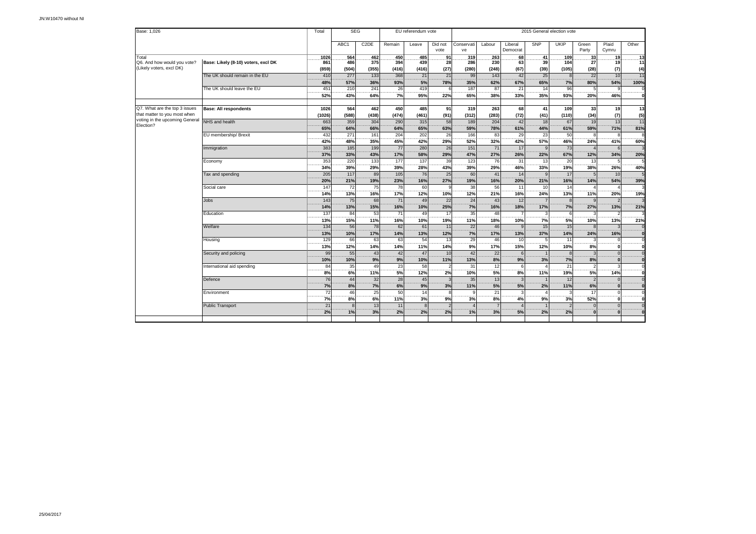JN:W10470 without NI

| Base: 1,026 | | Total | SEG | | EU referendum vote | | | 2015 General election vote | | | | | | | | |
|---|---|---|---|---|---|---|---|---|---|---|---|---|---|---|---|---|
| | | | ABC1 | C2DE | Remain | Leave | Did not vote | Conservative | Labour | Liberal Democrat | SNP | UKIP | Green Party | Plaid Cymru | Other |
| Total | | 1026 | 564 | 462 | 450 | 485 | 91 | 319 | 263 | 68 | 41 | 109 | 33 | 19 | 13 |
| Q6. And how would you vote? (Likely voters, excl DK) | Base: Likely (8-10) voters, excl DK | 861 | 486 | 375 | 394 | 439 | 28 | 286 | 230 | 63 | 39 | 104 | 27 | 19 | 11 |
| | | (859) | (504) | (355) | (416) | (416) | (27) | (280) | (248) | (67) | (39) | (105) | (28) | (7) | (4) |
| | The UK should remain in the EU | 410 | 277 | 133 | 368 | 21 | 21 | 99 | 143 | 42 | 25 | 8 | 22 | 10 | 11 |
| | | 48% | 57% | 36% | 93% | 5% | 78% | 35% | 62% | 67% | 65% | 7% | 80% | 54% | 100% |
| | The UK should leave the EU | 451 | 210 | 241 | 26 | 419 | 6 | 187 | 87 | 21 | 14 | 96 | 5 | 9 | 0 |
| | | 52% | 43% | 64% | 7% | 95% | 22% | 65% | 38% | 33% | 35% | 93% | 20% | 46% | 0 |
| Q7. What are the top 3 issues that matter to you most when voting in the upcoming General Election? | Base: All respondents | 1026 | 564 | 462 | 450 | 485 | 91 | 319 | 263 | 68 | 41 | 109 | 33 | 19 | 13 |
| | | (1026) | (588) | (438) | (474) | (461) | (91) | (312) | (283) | (72) | (41) | (110) | (34) | (7) | (5) |
| | NHS and health | 663 | 359 | 304 | 290 | 315 | 58 | 189 | 204 | 42 | 18 | 67 | 19 | 13 | 11 |
| | | 65% | 64% | 66% | 64% | 65% | 63% | 59% | 78% | 61% | 44% | 61% | 59% | 71% | 81% |
| | EU membership/ Brexit | 432 | 271 | 161 | 204 | 202 | 26 | 166 | 83 | 29 | 23 | 50 | 8 | 8 | 8 |
| | | 42% | 48% | 35% | 45% | 42% | 29% | 52% | 32% | 42% | 57% | 46% | 24% | 41% | 60% |
| | Immigration | 383 | 185 | 199 | 77 | 280 | 26 | 151 | 71 | 17 | 9 | 73 | 4 | 6 | 3 |
| | | 37% | 33% | 43% | 17% | 58% | 29% | 47% | 27% | 26% | 22% | 67% | 12% | 34% | 20% |
| | Economy | 353 | 220 | 133 | 177 | 137 | 39 | 123 | 76 | 31 | 13 | 20 | 13 | 5 | 5 |
| | | 34% | 39% | 29% | 39% | 28% | 43% | 39% | 29% | 46% | 33% | 19% | 38% | 26% | 40% |
| | Tax and spending | 205 | 117 | 89 | 105 | 76 | 25 | 60 | 41 | 14 | 9 | 17 | 5 | 10 | 5 |
| | | 20% | 21% | 19% | 23% | 16% | 27% | 19% | 16% | 20% | 21% | 16% | 14% | 54% | 39% |
| | Social care | 147 | 72 | 75 | 78 | 60 | 9 | 38 | 56 | 11 | 10 | 14 | 4 | 4 | 3 |
| | | 14% | 13% | 16% | 17% | 12% | 10% | 12% | 21% | 16% | 24% | 13% | 11% | 20% | 19% |
| | Jobs | 143 | 75 | 68 | 71 | 49 | 22 | 24 | 43 | 12 | 7 | 8 | 9 | 2 | 3 |
| | | 14% | 13% | 15% | 16% | 10% | 25% | 7% | 16% | 18% | 17% | 7% | 27% | 13% | 21% |
| | Education | 137 | 84 | 53 | 71 | 49 | 17 | 35 | 48 | 7 | 3 | 6 | 3 | 2 | 3 |
| | | 13% | 15% | 11% | 16% | 10% | 19% | 11% | 18% | 10% | 7% | 5% | 10% | 13% | 21% |
| | Welfare | 134 | 56 | 78 | 62 | 61 | 11 | 22 | 46 | 9 | 15 | 15 | 8 | 3 | 0 |
| | | 13% | 10% | 17% | 14% | 13% | 12% | 7% | 17% | 13% | 37% | 14% | 24% | 16% | 0 |
| | Housing | 129 | 66 | 63 | 63 | 54 | 13 | 29 | 46 | 10 | 5 | 11 | 3 | 0 | 0 |
| | | 13% | 12% | 14% | 14% | 11% | 14% | 9% | 17% | 15% | 12% | 10% | 8% | 0 | 0 |
| | Security and policing | 99 | 55 | 43 | 42 | 47 | 10 | 42 | 22 | 6 | 1 | 8 | 3 | 0 | 0 |
| | | 10% | 10% | 9% | 9% | 10% | 11% | 13% | 8% | 9% | 3% | 7% | 8% | 0 | 0 |
| | International aid spending | 84 | 35 | 49 | 23 | 58 | 2 | 31 | 12 | 6 | 4 | 21 | 2 | 3 | 0 |
| | | 8% | 6% | 11% | 5% | 12% | 2% | 10% | 5% | 8% | 11% | 19% | 5% | 14% | 0 |
| | Defence | 76 | 44 | 32 | 28 | 45 | 3 | 35 | 13 | 3 | 1 | 12 | 2 | 0 | 0 |
| | | 7% | 8% | 7% | 6% | 9% | 3% | 11% | 5% | 5% | 2% | 11% | 6% | 0 | 0 |
| | Environment | 72 | 46 | 25 | 50 | 14 | 8 | 9 | 21 | 3 | 4 | 3 | 17 | 0 | 0 |
| | | 7% | 8% | 6% | 11% | 3% | 9% | 3% | 8% | 4% | 9% | 3% | 52% | 0 | 0 |
| | Public Transport | 21 | 8 | 13 | 11 | 8 | 2 | 4 | 7 | 4 | 1 | 2 | 0 | 0 | 0 |
| | | 2% | 1% | 3% | 2% | 2% | 2% | 1% | 3% | 5% | 2% | 2% | 0 | 0 | 0 |

25/04/2017